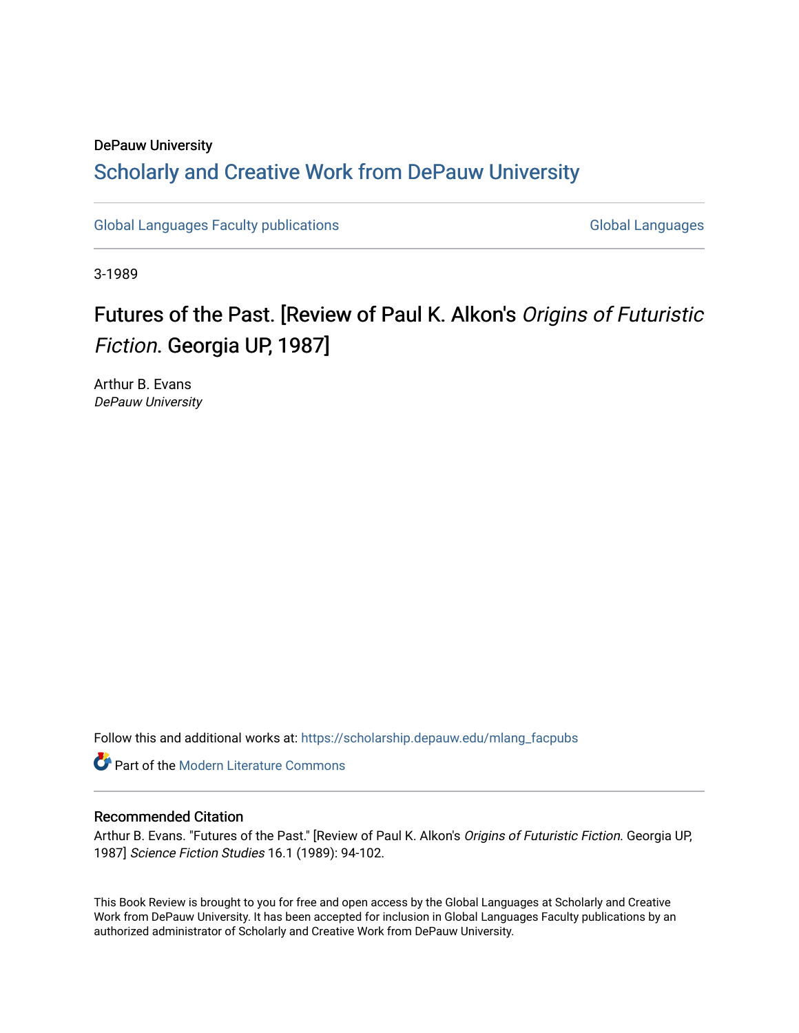DePauw University

# Scholarly and Creative Work from DePauw University

Global Languages Faculty publications | Global Languages

3-1989

# Futures of the Past. [Review of Paul K. Alkon's *Origins of Futuristic Fiction*. Georgia UP, 1987]

Arthur B. Evans
*DePauw University*

Follow this and additional works at: https://scholarship.depauw.edu/mlang_facpubs

Part of the Modern Literature Commons

## Recommended Citation

Arthur B. Evans. "Futures of the Past." [Review of Paul K. Alkon's *Origins of Futuristic Fiction*. Georgia UP, 1987] *Science Fiction Studies* 16.1 (1989): 94-102.

This Book Review is brought to you for free and open access by the Global Languages at Scholarly and Creative Work from DePauw University. It has been accepted for inclusion in Global Languages Faculty publications by an authorized administrator of Scholarly and Creative Work from DePauw University.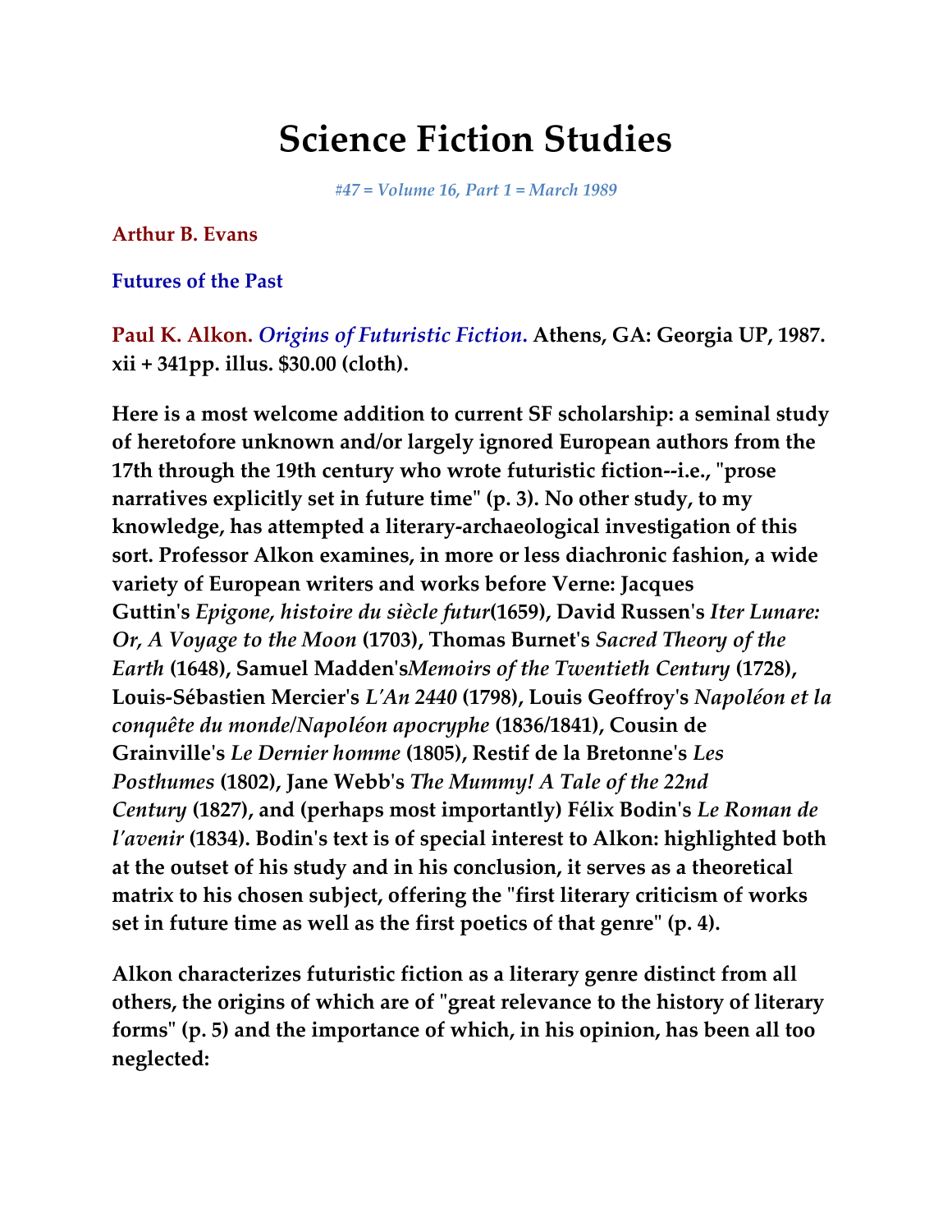# Science Fiction Studies

*#47 = Volume 16, Part 1 = March 1989*

**Arthur B. Evans**

**Futures of the Past**

**Paul K. Alkon. *Origins of Futuristic Fiction.* Athens, GA: Georgia UP, 1987. xii + 341pp. illus. $30.00 (cloth).**

**Here is a most welcome addition to current SF scholarship: a seminal study of heretofore unknown and/or largely ignored European authors from the 17th through the 19th century who wrote futuristic fiction--i.e., "prose narratives explicitly set in future time" (p. 3). No other study, to my knowledge, has attempted a literary-archaeological investigation of this sort. Professor Alkon examines, in more or less diachronic fashion, a wide variety of European writers and works before Verne: Jacques Guttin's *Epigone, histoire du siècle futur*(1659), David Russen's *Iter Lunare: Or, A Voyage to the Moon* (1703), Thomas Burnet's *Sacred Theory of the Earth* (1648), Samuel Madden's*Memoirs of the Twentieth Century* (1728), Louis-Sébastien Mercier's *L'An 2440* (1798), Louis Geoffroy's *Napoléon et la conquête du monde/Napoléon apocryphe* (1836/1841), Cousin de Grainville's *Le Dernier homme* (1805), Restif de la Bretonne's *Les Posthumes* (1802), Jane Webb's *The Mummy! A Tale of the 22nd Century* (1827), and (perhaps most importantly) Félix Bodin's *Le Roman de l'avenir* (1834). Bodin's text is of special interest to Alkon: highlighted both at the outset of his study and in his conclusion, it serves as a theoretical matrix to his chosen subject, offering the "first literary criticism of works set in future time as well as the first poetics of that genre" (p. 4).**

**Alkon characterizes futuristic fiction as a literary genre distinct from all others, the origins of which are of "great relevance to the history of literary forms" (p. 5) and the importance of which, in his opinion, has been all too neglected:**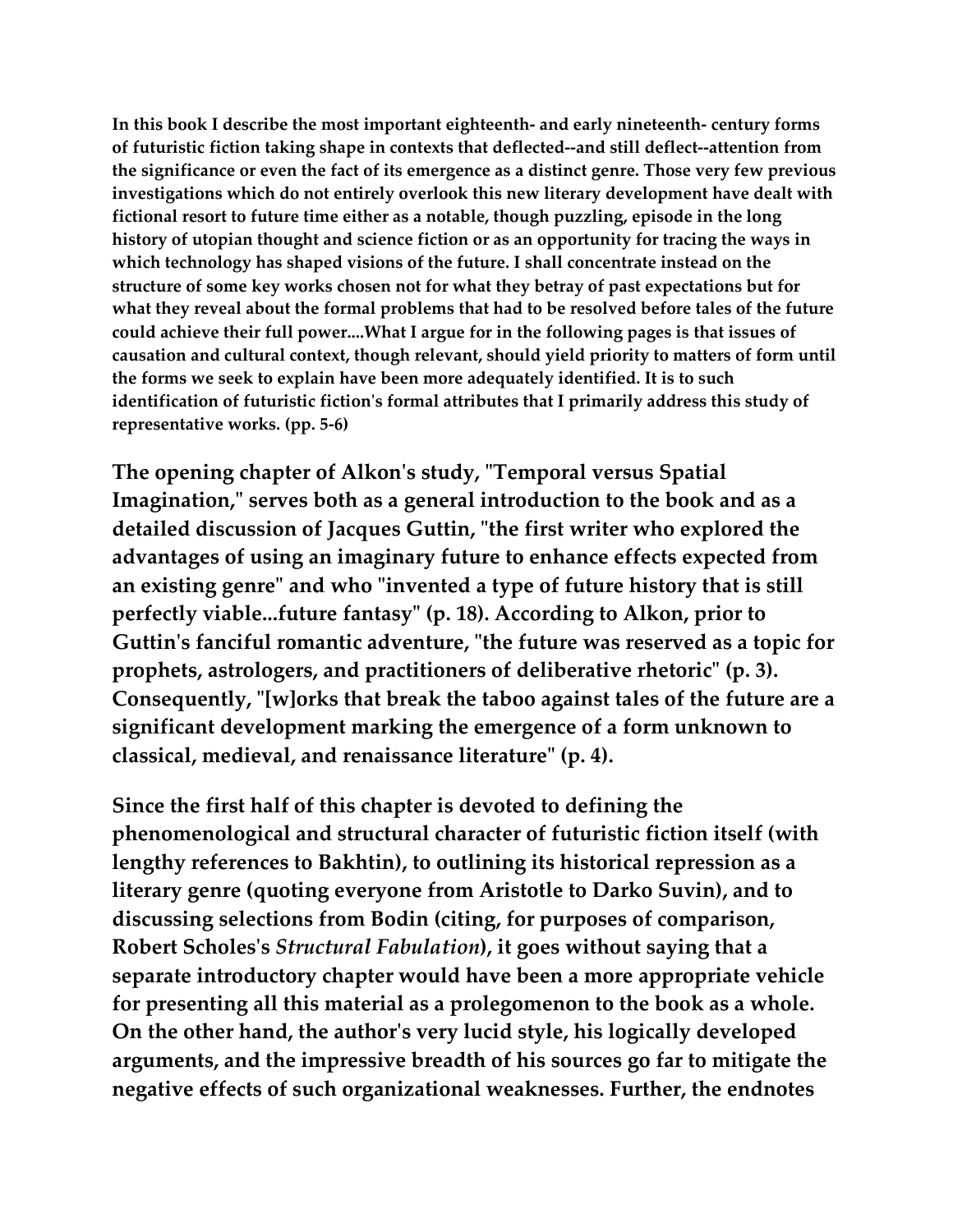In this book I describe the most important eighteenth- and early nineteenth- century forms of futuristic fiction taking shape in contexts that deflected--and still deflect--attention from the significance or even the fact of its emergence as a distinct genre. Those very few previous investigations which do not entirely overlook this new literary development have dealt with fictional resort to future time either as a notable, though puzzling, episode in the long history of utopian thought and science fiction or as an opportunity for tracing the ways in which technology has shaped visions of the future. I shall concentrate instead on the structure of some key works chosen not for what they betray of past expectations but for what they reveal about the formal problems that had to be resolved before tales of the future could achieve their full power....What I argue for in the following pages is that issues of causation and cultural context, though relevant, should yield priority to matters of form until the forms we seek to explain have been more adequately identified. It is to such identification of futuristic fiction's formal attributes that I primarily address this study of representative works. (pp. 5-6)

The opening chapter of Alkon's study, "Temporal versus Spatial Imagination," serves both as a general introduction to the book and as a detailed discussion of Jacques Guttin, "the first writer who explored the advantages of using an imaginary future to enhance effects expected from an existing genre" and who "invented a type of future history that is still perfectly viable...future fantasy" (p. 18). According to Alkon, prior to Guttin's fanciful romantic adventure, "the future was reserved as a topic for prophets, astrologers, and practitioners of deliberative rhetoric" (p. 3). Consequently, "[w]orks that break the taboo against tales of the future are a significant development marking the emergence of a form unknown to classical, medieval, and renaissance literature" (p. 4).

Since the first half of this chapter is devoted to defining the phenomenological and structural character of futuristic fiction itself (with lengthy references to Bakhtin), to outlining its historical repression as a literary genre (quoting everyone from Aristotle to Darko Suvin), and to discussing selections from Bodin (citing, for purposes of comparison, Robert Scholes's *Structural Fabulation*), it goes without saying that a separate introductory chapter would have been a more appropriate vehicle for presenting all this material as a prolegomenon to the book as a whole. On the other hand, the author's very lucid style, his logically developed arguments, and the impressive breadth of his sources go far to mitigate the negative effects of such organizational weaknesses. Further, the endnotes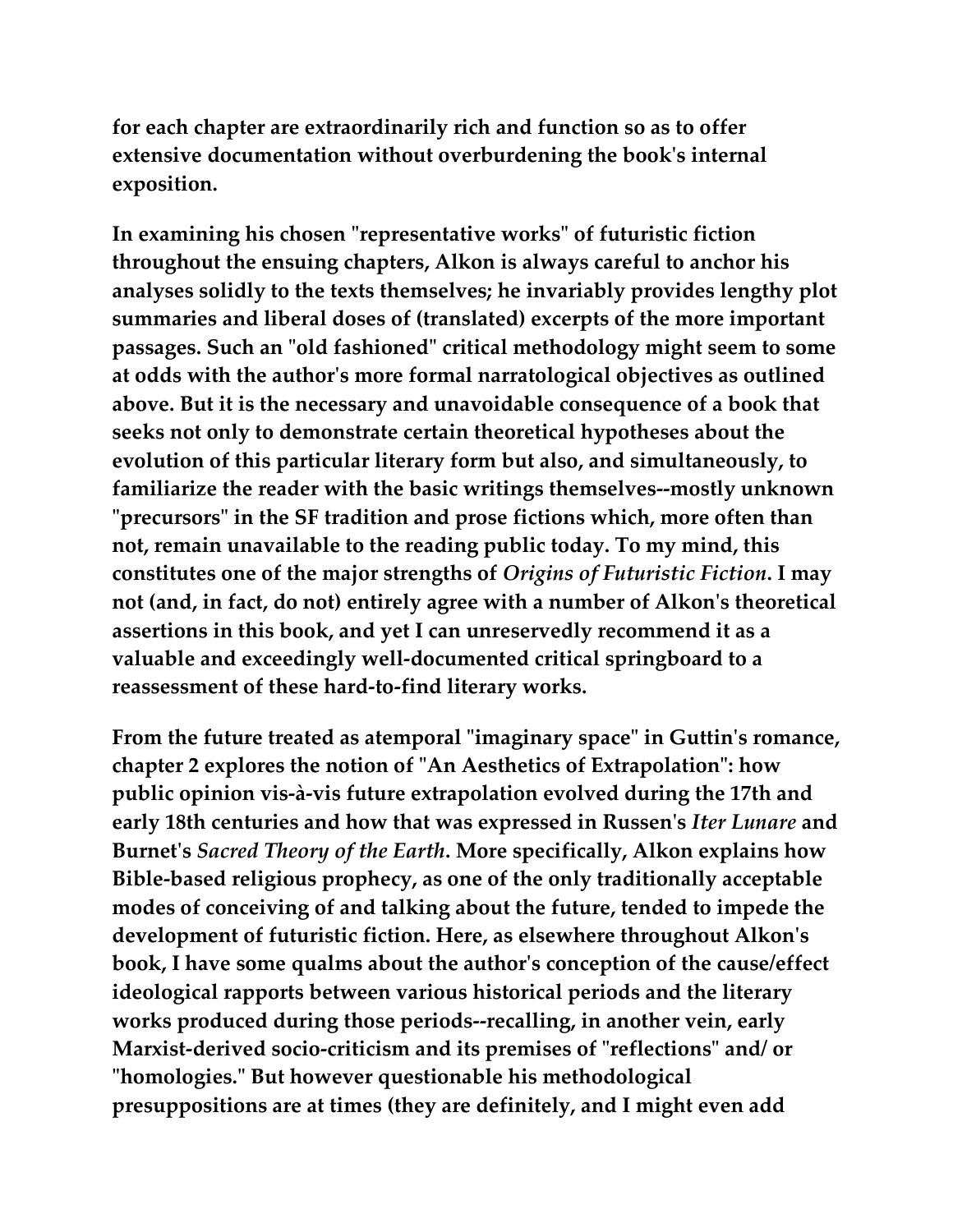for each chapter are extraordinarily rich and function so as to offer extensive documentation without overburdening the book's internal exposition.

In examining his chosen "representative works" of futuristic fiction throughout the ensuing chapters, Alkon is always careful to anchor his analyses solidly to the texts themselves; he invariably provides lengthy plot summaries and liberal doses of (translated) excerpts of the more important passages. Such an "old fashioned" critical methodology might seem to some at odds with the author's more formal narratological objectives as outlined above. But it is the necessary and unavoidable consequence of a book that seeks not only to demonstrate certain theoretical hypotheses about the evolution of this particular literary form but also, and simultaneously, to familiarize the reader with the basic writings themselves--mostly unknown "precursors" in the SF tradition and prose fictions which, more often than not, remain unavailable to the reading public today. To my mind, this constitutes one of the major strengths of *Origins of Futuristic Fiction*. I may not (and, in fact, do not) entirely agree with a number of Alkon's theoretical assertions in this book, and yet I can unreservedly recommend it as a valuable and exceedingly well-documented critical springboard to a reassessment of these hard-to-find literary works.

From the future treated as atemporal "imaginary space" in Guttin's romance, chapter 2 explores the notion of "An Aesthetics of Extrapolation": how public opinion vis-à-vis future extrapolation evolved during the 17th and early 18th centuries and how that was expressed in Russen's *Iter Lunare* and Burnet's *Sacred Theory of the Earth*. More specifically, Alkon explains how Bible-based religious prophecy, as one of the only traditionally acceptable modes of conceiving of and talking about the future, tended to impede the development of futuristic fiction. Here, as elsewhere throughout Alkon's book, I have some qualms about the author's conception of the cause/effect ideological rapports between various historical periods and the literary works produced during those periods--recalling, in another vein, early Marxist-derived socio-criticism and its premises of "reflections" and/ or "homologies." But however questionable his methodological presuppositions are at times (they are definitely, and I might even add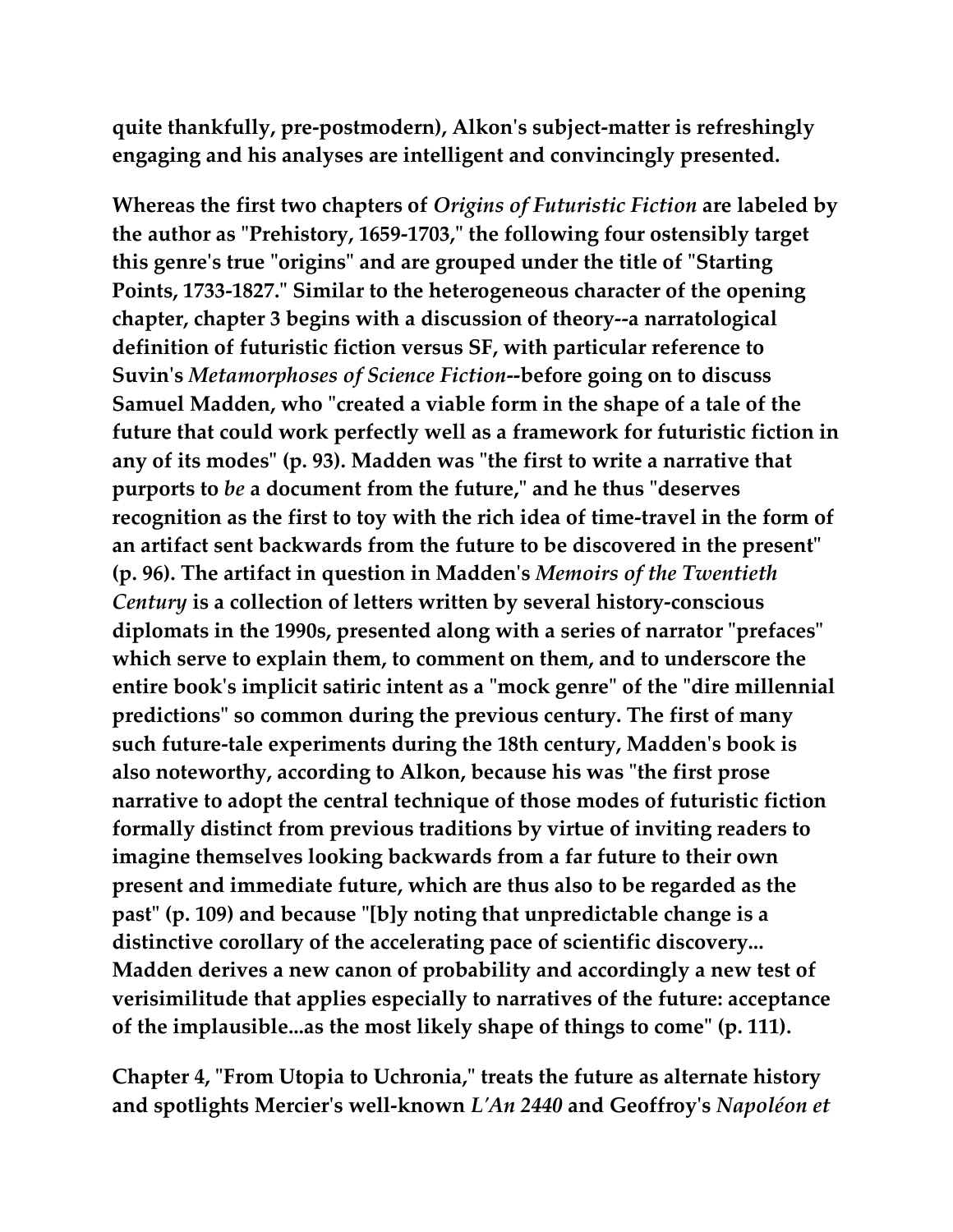quite thankfully, pre-postmodern), Alkon's subject-matter is refreshingly engaging and his analyses are intelligent and convincingly presented.

Whereas the first two chapters of *Origins of Futuristic Fiction* are labeled by the author as "Prehistory, 1659-1703," the following four ostensibly target this genre's true "origins" and are grouped under the title of "Starting Points, 1733-1827." Similar to the heterogeneous character of the opening chapter, chapter 3 begins with a discussion of theory--a narratological definition of futuristic fiction versus SF, with particular reference to Suvin's *Metamorphoses of Science Fiction*--before going on to discuss Samuel Madden, who "created a viable form in the shape of a tale of the future that could work perfectly well as a framework for futuristic fiction in any of its modes" (p. 93). Madden was "the first to write a narrative that purports to *be* a document from the future," and he thus "deserves recognition as the first to toy with the rich idea of time-travel in the form of an artifact sent backwards from the future to be discovered in the present" (p. 96). The artifact in question in Madden's *Memoirs of the Twentieth Century* is a collection of letters written by several history-conscious diplomats in the 1990s, presented along with a series of narrator "prefaces" which serve to explain them, to comment on them, and to underscore the entire book's implicit satiric intent as a "mock genre" of the "dire millennial predictions" so common during the previous century. The first of many such future-tale experiments during the 18th century, Madden's book is also noteworthy, according to Alkon, because his was "the first prose narrative to adopt the central technique of those modes of futuristic fiction formally distinct from previous traditions by virtue of inviting readers to imagine themselves looking backwards from a far future to their own present and immediate future, which are thus also to be regarded as the past" (p. 109) and because "[b]y noting that unpredictable change is a distinctive corollary of the accelerating pace of scientific discovery... Madden derives a new canon of probability and accordingly a new test of verisimilitude that applies especially to narratives of the future: acceptance of the implausible...as the most likely shape of things to come" (p. 111).

Chapter 4, "From Utopia to Uchronia," treats the future as alternate history and spotlights Mercier's well-known *L'An 2440* and Geoffroy's *Napoléon et*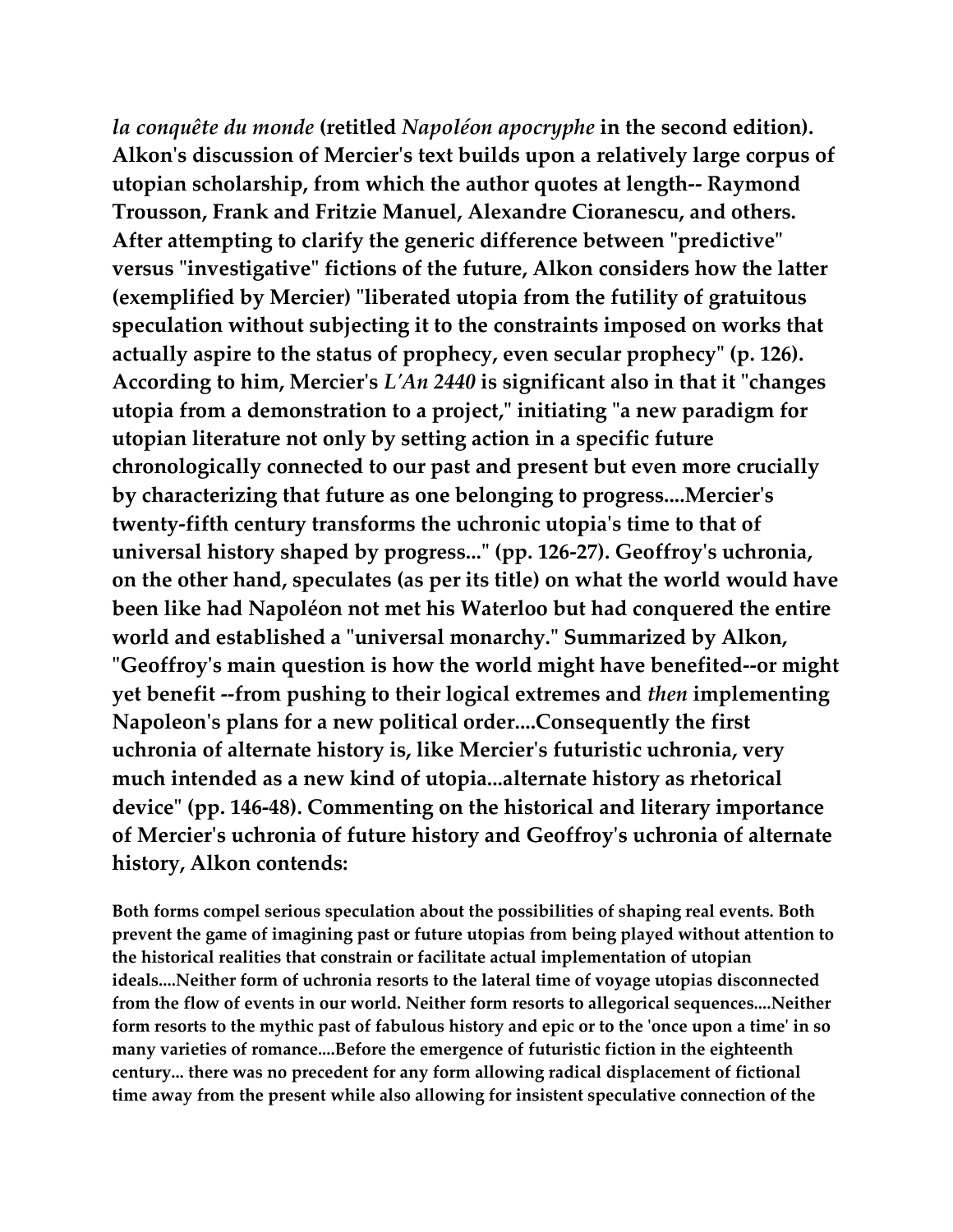**_la conquête du monde_ (retitled _Napoléon apocryphe_ in the second edition). Alkon's discussion of Mercier's text builds upon a relatively large corpus of utopian scholarship, from which the author quotes at length-- Raymond Trousson, Frank and Fritzie Manuel, Alexandre Cioranescu, and others. After attempting to clarify the generic difference between "predictive" versus "investigative" fictions of the future, Alkon considers how the latter (exemplified by Mercier) "liberated utopia from the futility of gratuitous speculation without subjecting it to the constraints imposed on works that actually aspire to the status of prophecy, even secular prophecy" (p. 126). According to him, Mercier's _L'An 2440_ is significant also in that it "changes utopia from a demonstration to a project," initiating "a new paradigm for utopian literature not only by setting action in a specific future chronologically connected to our past and present but even more crucially by characterizing that future as one belonging to progress....Mercier's twenty-fifth century transforms the uchronic utopia's time to that of universal history shaped by progress..." (pp. 126-27). Geoffroy's uchronia, on the other hand, speculates (as per its title) on what the world would have been like had Napoléon not met his Waterloo but had conquered the entire world and established a "universal monarchy." Summarized by Alkon, "Geoffroy's main question is how the world might have benefited--or might yet benefit --from pushing to their logical extremes and _then_ implementing Napoleon's plans for a new political order....Consequently the first uchronia of alternate history is, like Mercier's futuristic uchronia, very much intended as a new kind of utopia...alternate history as rhetorical device" (pp. 146-48). Commenting on the historical and literary importance of Mercier's uchronia of future history and Geoffroy's uchronia of alternate history, Alkon contends:**

> **Both forms compel serious speculation about the possibilities of shaping real events. Both prevent the game of imagining past or future utopias from being played without attention to the historical realities that constrain or facilitate actual implementation of utopian ideals....Neither form of uchronia resorts to the lateral time of voyage utopias disconnected from the flow of events in our world. Neither form resorts to allegorical sequences....Neither form resorts to the mythic past of fabulous history and epic or to the 'once upon a time' in so many varieties of romance....Before the emergence of futuristic fiction in the eighteenth century... there was no precedent for any form allowing radical displacement of fictional time away from the present while also allowing for insistent speculative connection of the**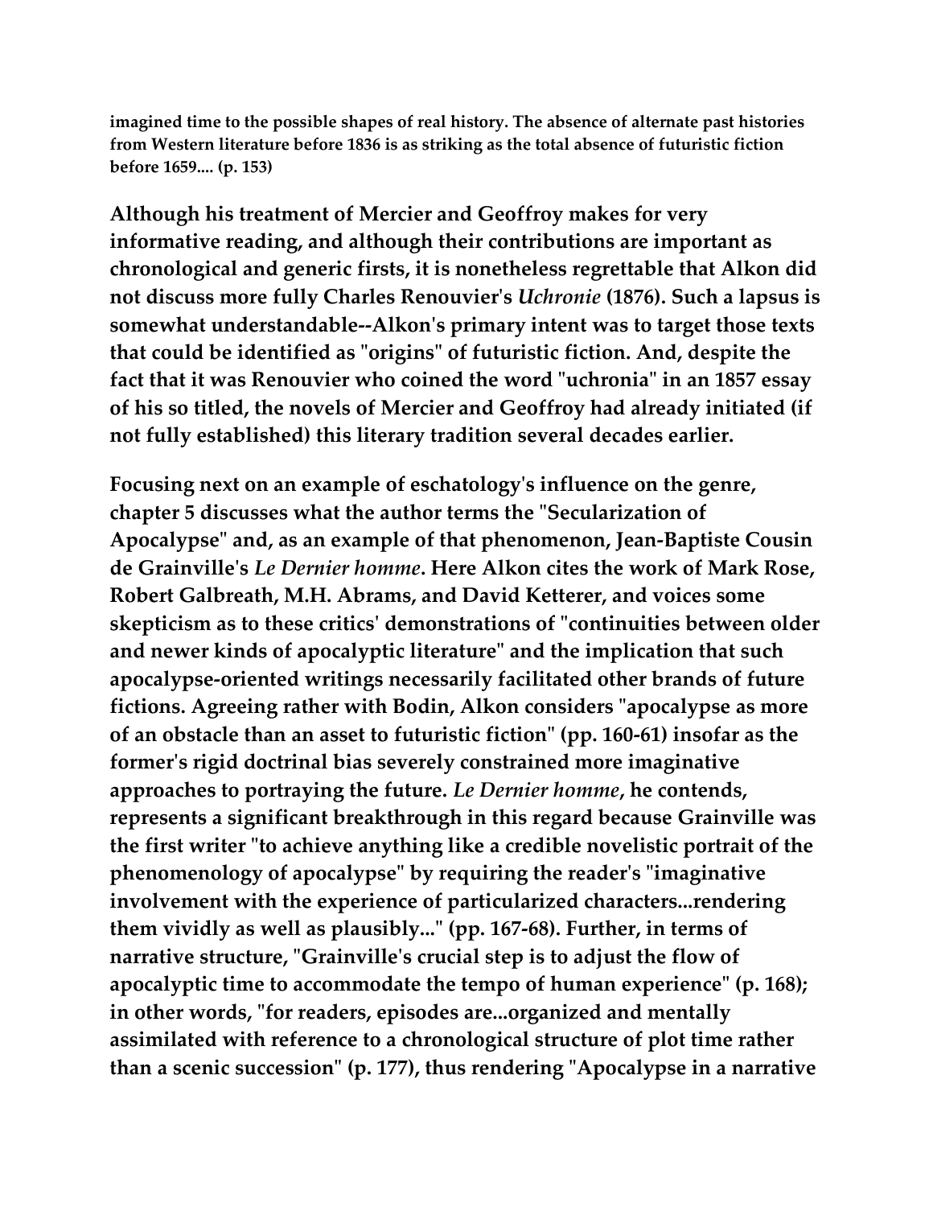imagined time to the possible shapes of real history. The absence of alternate past histories from Western literature before 1836 is as striking as the total absence of futuristic fiction before 1659.... (p. 153)

Although his treatment of Mercier and Geoffroy makes for very informative reading, and although their contributions are important as chronological and generic firsts, it is nonetheless regrettable that Alkon did not discuss more fully Charles Renouvier's *Uchronie* (1876). Such a lapsus is somewhat understandable--Alkon's primary intent was to target those texts that could be identified as "origins" of futuristic fiction. And, despite the fact that it was Renouvier who coined the word "uchronia" in an 1857 essay of his so titled, the novels of Mercier and Geoffroy had already initiated (if not fully established) this literary tradition several decades earlier.

Focusing next on an example of eschatology's influence on the genre, chapter 5 discusses what the author terms the "Secularization of Apocalypse" and, as an example of that phenomenon, Jean-Baptiste Cousin de Grainville's *Le Dernier homme*. Here Alkon cites the work of Mark Rose, Robert Galbreath, M.H. Abrams, and David Ketterer, and voices some skepticism as to these critics' demonstrations of "continuities between older and newer kinds of apocalyptic literature" and the implication that such apocalypse-oriented writings necessarily facilitated other brands of future fictions. Agreeing rather with Bodin, Alkon considers "apocalypse as more of an obstacle than an asset to futuristic fiction" (pp. 160-61) insofar as the former's rigid doctrinal bias severely constrained more imaginative approaches to portraying the future. *Le Dernier homme*, he contends, represents a significant breakthrough in this regard because Grainville was the first writer "to achieve anything like a credible novelistic portrait of the phenomenology of apocalypse" by requiring the reader's "imaginative involvement with the experience of particularized characters...rendering them vividly as well as plausibly..." (pp. 167-68). Further, in terms of narrative structure, "Grainville's crucial step is to adjust the flow of apocalyptic time to accommodate the tempo of human experience" (p. 168); in other words, "for readers, episodes are...organized and mentally assimilated with reference to a chronological structure of plot time rather than a scenic succession" (p. 177), thus rendering "Apocalypse in a narrative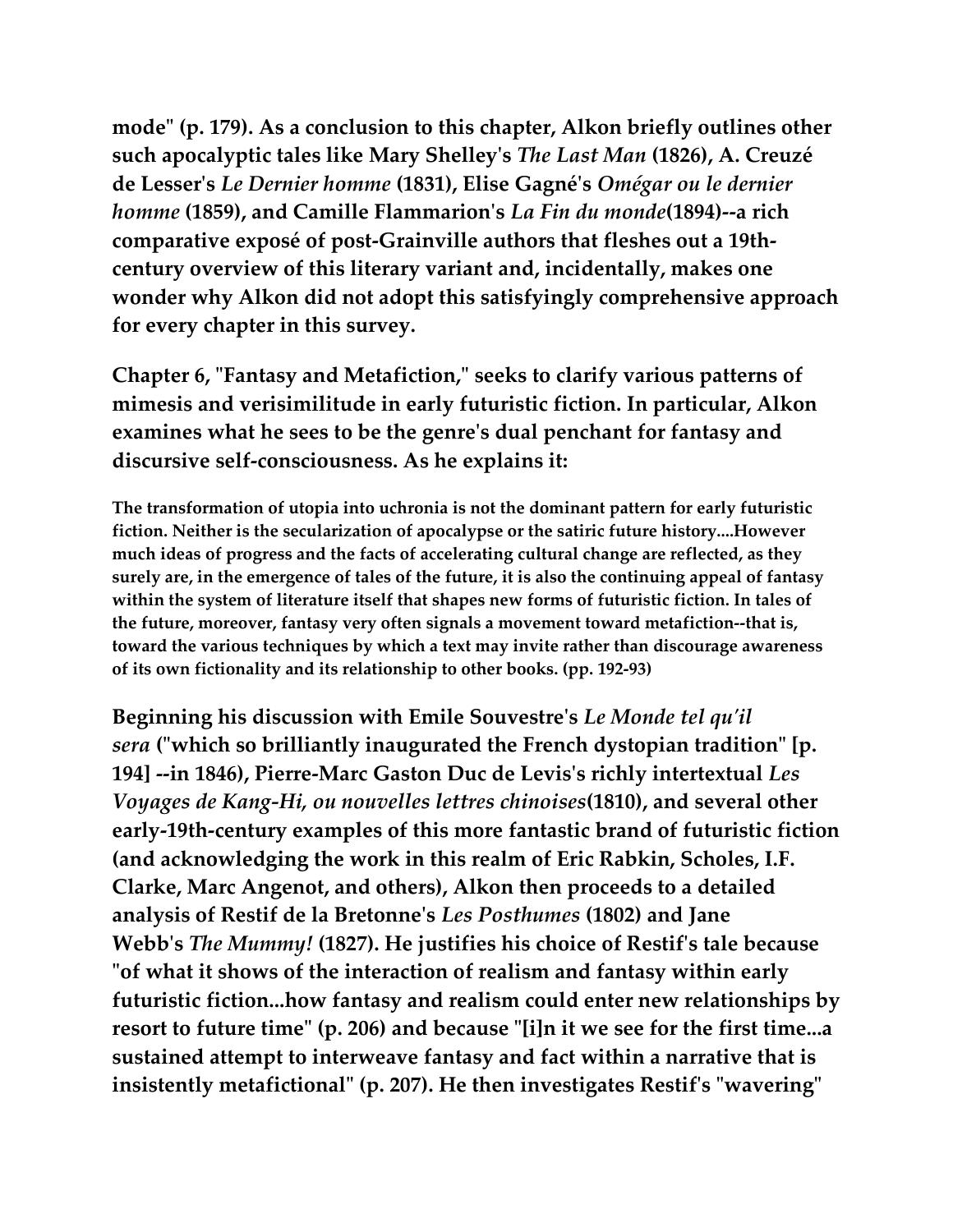mode" (p. 179). As a conclusion to this chapter, Alkon briefly outlines other such apocalyptic tales like Mary Shelley's *The Last Man* (1826), A. Creuzé de Lesser's *Le Dernier homme* (1831), Elise Gagné's *Omégar ou le dernier homme* (1859), and Camille Flammarion's *La Fin du monde*(1894)--a rich comparative exposé of post-Grainville authors that fleshes out a 19th-century overview of this literary variant and, incidentally, makes one wonder why Alkon did not adopt this satisfyingly comprehensive approach for every chapter in this survey.

Chapter 6, "Fantasy and Metafiction," seeks to clarify various patterns of mimesis and verisimilitude in early futuristic fiction. In particular, Alkon examines what he sees to be the genre's dual penchant for fantasy and discursive self-consciousness. As he explains it:

> The transformation of utopia into uchronia is not the dominant pattern for early futuristic fiction. Neither is the secularization of apocalypse or the satiric future history....However much ideas of progress and the facts of accelerating cultural change are reflected, as they surely are, in the emergence of tales of the future, it is also the continuing appeal of fantasy within the system of literature itself that shapes new forms of futuristic fiction. In tales of the future, moreover, fantasy very often signals a movement toward metafiction--that is, toward the various techniques by which a text may invite rather than discourage awareness of its own fictionality and its relationship to other books. (pp. 192-93)

Beginning his discussion with Emile Souvestre's *Le Monde tel qu'il sera* ("which so brilliantly inaugurated the French dystopian tradition" [p. 194] --in 1846), Pierre-Marc Gaston Duc de Levis's richly intertextual *Les Voyages de Kang-Hi, ou nouvelles lettres chinoises*(1810), and several other early-19th-century examples of this more fantastic brand of futuristic fiction (and acknowledging the work in this realm of Eric Rabkin, Scholes, I.F. Clarke, Marc Angenot, and others), Alkon then proceeds to a detailed analysis of Restif de la Bretonne's *Les Posthumes* (1802) and Jane Webb's *The Mummy!* (1827). He justifies his choice of Restif's tale because "of what it shows of the interaction of realism and fantasy within early futuristic fiction...how fantasy and realism could enter new relationships by resort to future time" (p. 206) and because "[i]n it we see for the first time...a sustained attempt to interweave fantasy and fact within a narrative that is insistently metafictional" (p. 207). He then investigates Restif's "wavering"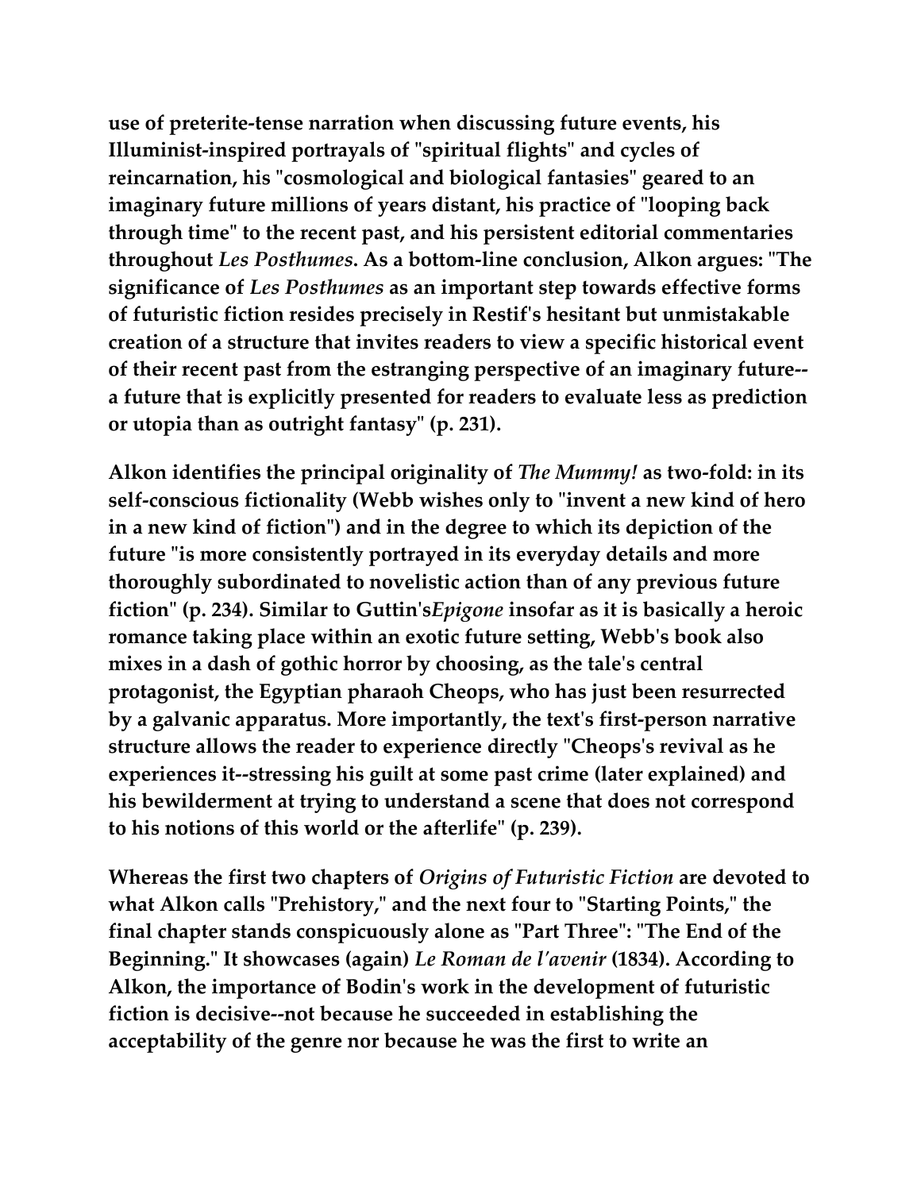use of preterite-tense narration when discussing future events, his Illuminist-inspired portrayals of "spiritual flights" and cycles of reincarnation, his "cosmological and biological fantasies" geared to an imaginary future millions of years distant, his practice of "looping back through time" to the recent past, and his persistent editorial commentaries throughout *Les Posthumes*. As a bottom-line conclusion, Alkon argues: "The significance of *Les Posthumes* as an important step towards effective forms of futuristic fiction resides precisely in Restif's hesitant but unmistakable creation of a structure that invites readers to view a specific historical event of their recent past from the estranging perspective of an imaginary future--a future that is explicitly presented for readers to evaluate less as prediction or utopia than as outright fantasy" (p. 231).

Alkon identifies the principal originality of *The Mummy!* as two-fold: in its self-conscious fictionality (Webb wishes only to "invent a new kind of hero in a new kind of fiction") and in the degree to which its depiction of the future "is more consistently portrayed in its everyday details and more thoroughly subordinated to novelistic action than of any previous future fiction" (p. 234). Similar to Guttin's*Epigone* insofar as it is basically a heroic romance taking place within an exotic future setting, Webb's book also mixes in a dash of gothic horror by choosing, as the tale's central protagonist, the Egyptian pharaoh Cheops, who has just been resurrected by a galvanic apparatus. More importantly, the text's first-person narrative structure allows the reader to experience directly "Cheops's revival as he experiences it--stressing his guilt at some past crime (later explained) and his bewilderment at trying to understand a scene that does not correspond to his notions of this world or the afterlife" (p. 239).

Whereas the first two chapters of *Origins of Futuristic Fiction* are devoted to what Alkon calls "Prehistory," and the next four to "Starting Points," the final chapter stands conspicuously alone as "Part Three": "The End of the Beginning." It showcases (again) *Le Roman de l'avenir* (1834). According to Alkon, the importance of Bodin's work in the development of futuristic fiction is decisive--not because he succeeded in establishing the acceptability of the genre nor because he was the first to write an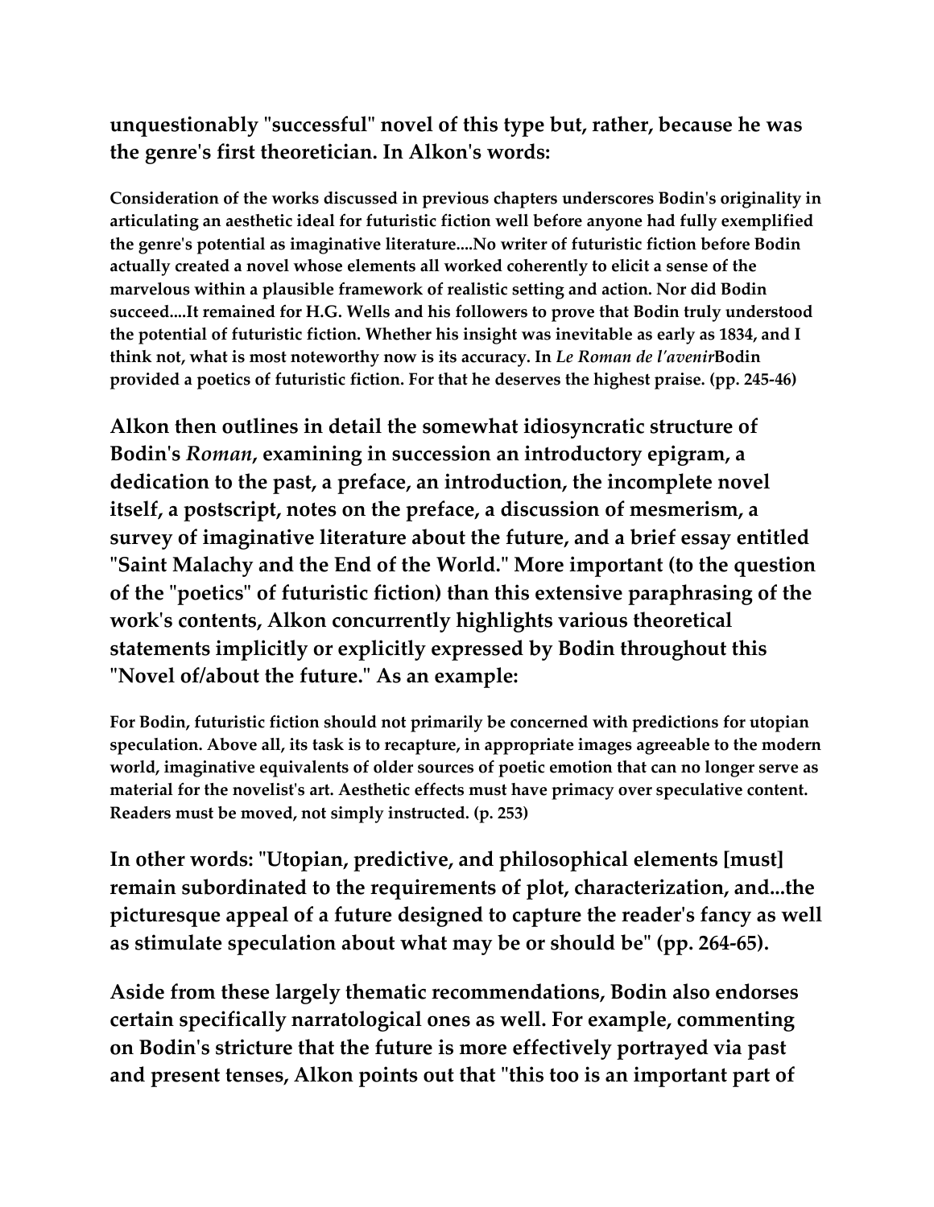unquestionably "successful" novel of this type but, rather, because he was the genre's first theoretician. In Alkon's words:

> Consideration of the works discussed in previous chapters underscores Bodin's originality in articulating an aesthetic ideal for futuristic fiction well before anyone had fully exemplified the genre's potential as imaginative literature....No writer of futuristic fiction before Bodin actually created a novel whose elements all worked coherently to elicit a sense of the marvelous within a plausible framework of realistic setting and action. Nor did Bodin succeed....It remained for H.G. Wells and his followers to prove that Bodin truly understood the potential of futuristic fiction. Whether his insight was inevitable as early as 1834, and I think not, what is most noteworthy now is its accuracy. In *Le Roman de l'avenir*Bodin provided a poetics of futuristic fiction. For that he deserves the highest praise. (pp. 245-46)

Alkon then outlines in detail the somewhat idiosyncratic structure of Bodin's *Roman*, examining in succession an introductory epigram, a dedication to the past, a preface, an introduction, the incomplete novel itself, a postscript, notes on the preface, a discussion of mesmerism, a survey of imaginative literature about the future, and a brief essay entitled "Saint Malachy and the End of the World." More important (to the question of the "poetics" of futuristic fiction) than this extensive paraphrasing of the work's contents, Alkon concurrently highlights various theoretical statements implicitly or explicitly expressed by Bodin throughout this "Novel of/about the future." As an example:

> For Bodin, futuristic fiction should not primarily be concerned with predictions for utopian speculation. Above all, its task is to recapture, in appropriate images agreeable to the modern world, imaginative equivalents of older sources of poetic emotion that can no longer serve as material for the novelist's art. Aesthetic effects must have primacy over speculative content. Readers must be moved, not simply instructed. (p. 253)

In other words: "Utopian, predictive, and philosophical elements [must] remain subordinated to the requirements of plot, characterization, and...the picturesque appeal of a future designed to capture the reader's fancy as well as stimulate speculation about what may be or should be" (pp. 264-65).

Aside from these largely thematic recommendations, Bodin also endorses certain specifically narratological ones as well. For example, commenting on Bodin's stricture that the future is more effectively portrayed via past and present tenses, Alkon points out that "this too is an important part of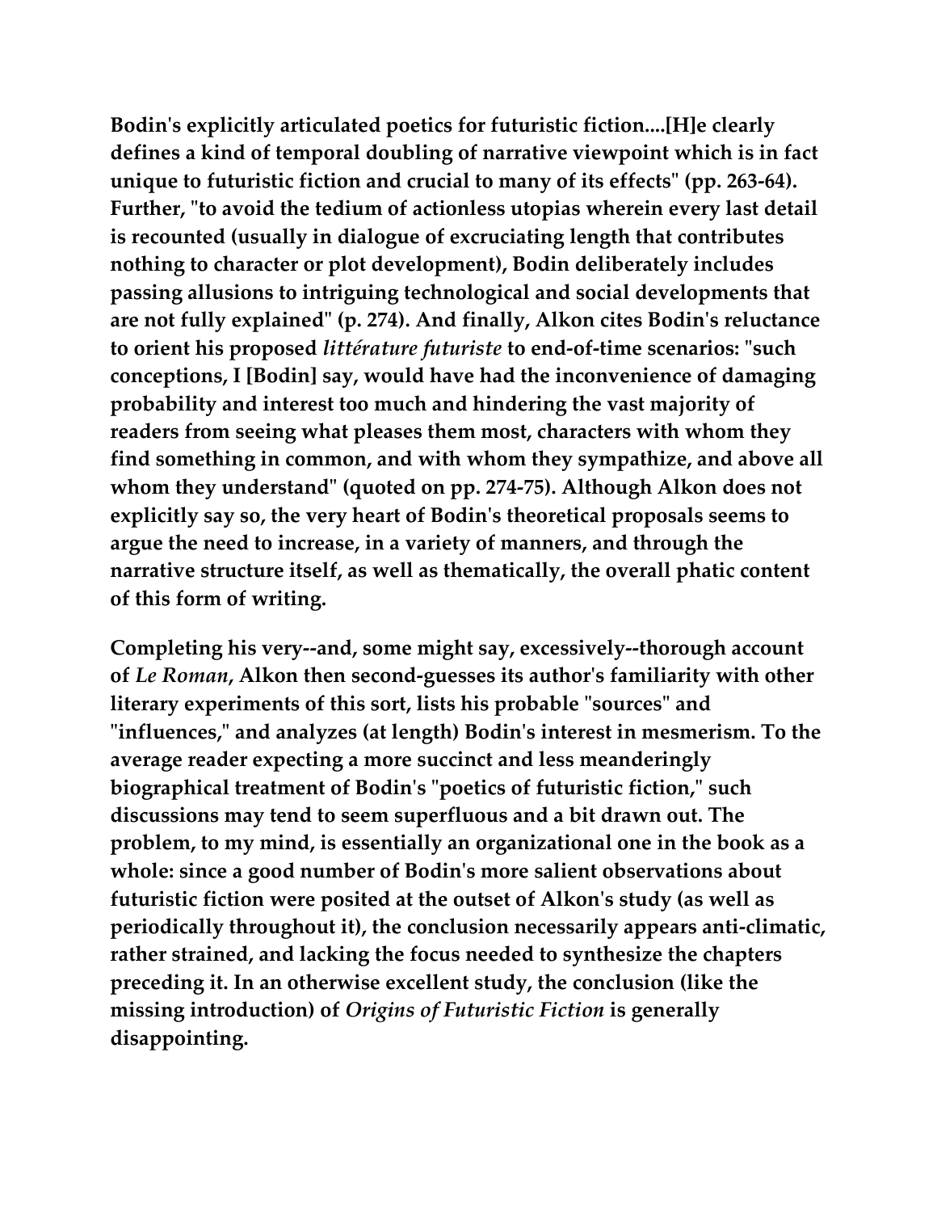**Bodin's explicitly articulated poetics for futuristic fiction....[H]e clearly defines a kind of temporal doubling of narrative viewpoint which is in fact unique to futuristic fiction and crucial to many of its effects" (pp. 263-64). Further, "to avoid the tedium of actionless utopias wherein every last detail is recounted (usually in dialogue of excruciating length that contributes nothing to character or plot development), Bodin deliberately includes passing allusions to intriguing technological and social developments that are not fully explained" (p. 274). And finally, Alkon cites Bodin's reluctance to orient his proposed *littérature futuriste* to end-of-time scenarios: "such conceptions, I [Bodin] say, would have had the inconvenience of damaging probability and interest too much and hindering the vast majority of readers from seeing what pleases them most, characters with whom they find something in common, and with whom they sympathize, and above all whom they understand" (quoted on pp. 274-75). Although Alkon does not explicitly say so, the very heart of Bodin's theoretical proposals seems to argue the need to increase, in a variety of manners, and through the narrative structure itself, as well as thematically, the overall phatic content of this form of writing.**

**Completing his very--and, some might say, excessively--thorough account of *Le Roman*, Alkon then second-guesses its author's familiarity with other literary experiments of this sort, lists his probable "sources" and "influences," and analyzes (at length) Bodin's interest in mesmerism. To the average reader expecting a more succinct and less meanderingly biographical treatment of Bodin's "poetics of futuristic fiction," such discussions may tend to seem superfluous and a bit drawn out. The problem, to my mind, is essentially an organizational one in the book as a whole: since a good number of Bodin's more salient observations about futuristic fiction were posited at the outset of Alkon's study (as well as periodically throughout it), the conclusion necessarily appears anti-climatic, rather strained, and lacking the focus needed to synthesize the chapters preceding it. In an otherwise excellent study, the conclusion (like the missing introduction) of *Origins of Futuristic Fiction* is generally disappointing.**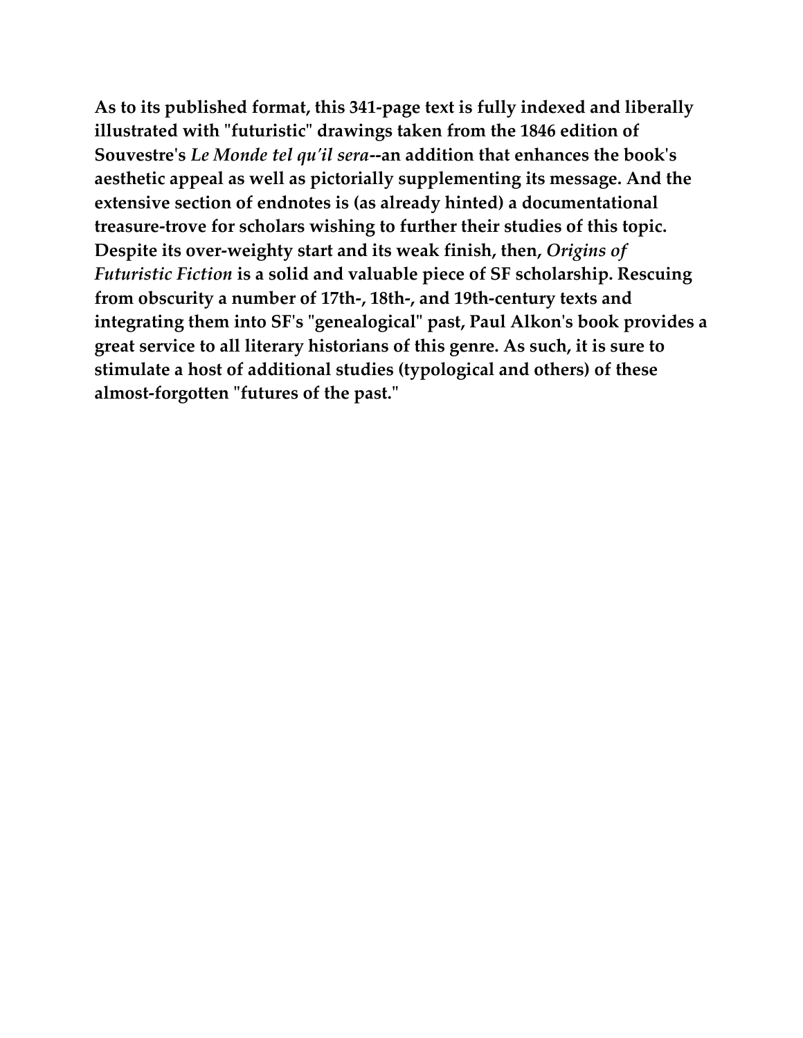**As to its published format, this 341-page text is fully indexed and liberally illustrated with "futuristic" drawings taken from the 1846 edition of Souvestre's *Le Monde tel qu'il sera*--an addition that enhances the book's aesthetic appeal as well as pictorially supplementing its message. And the extensive section of endnotes is (as already hinted) a documentational treasure-trove for scholars wishing to further their studies of this topic. Despite its over-weighty start and its weak finish, then, *Origins of Futuristic Fiction* is a solid and valuable piece of SF scholarship. Rescuing from obscurity a number of 17th-, 18th-, and 19th-century texts and integrating them into SF's "genealogical" past, Paul Alkon's book provides a great service to all literary historians of this genre. As such, it is sure to stimulate a host of additional studies (typological and others) of these almost-forgotten "futures of the past."**